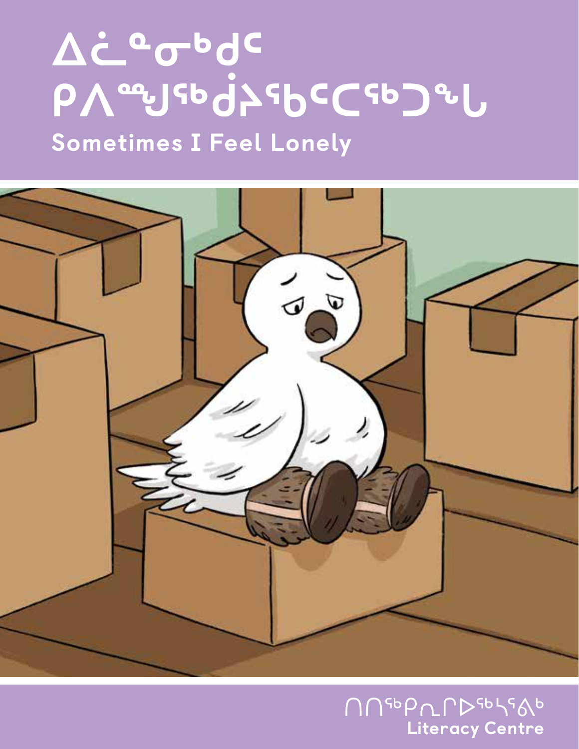# ᐃᓛᓐᓂᒃᑯᑦ ᑭᐱᙵᖅᑰᔾᖃᑦᑕᖅᑐᖓ

**Sometimes I Feel Lonely**

ᑎᑎᖅᑭᓇᒥᐅᖅᓴᕐᕕᒃ
**Literacy Centre**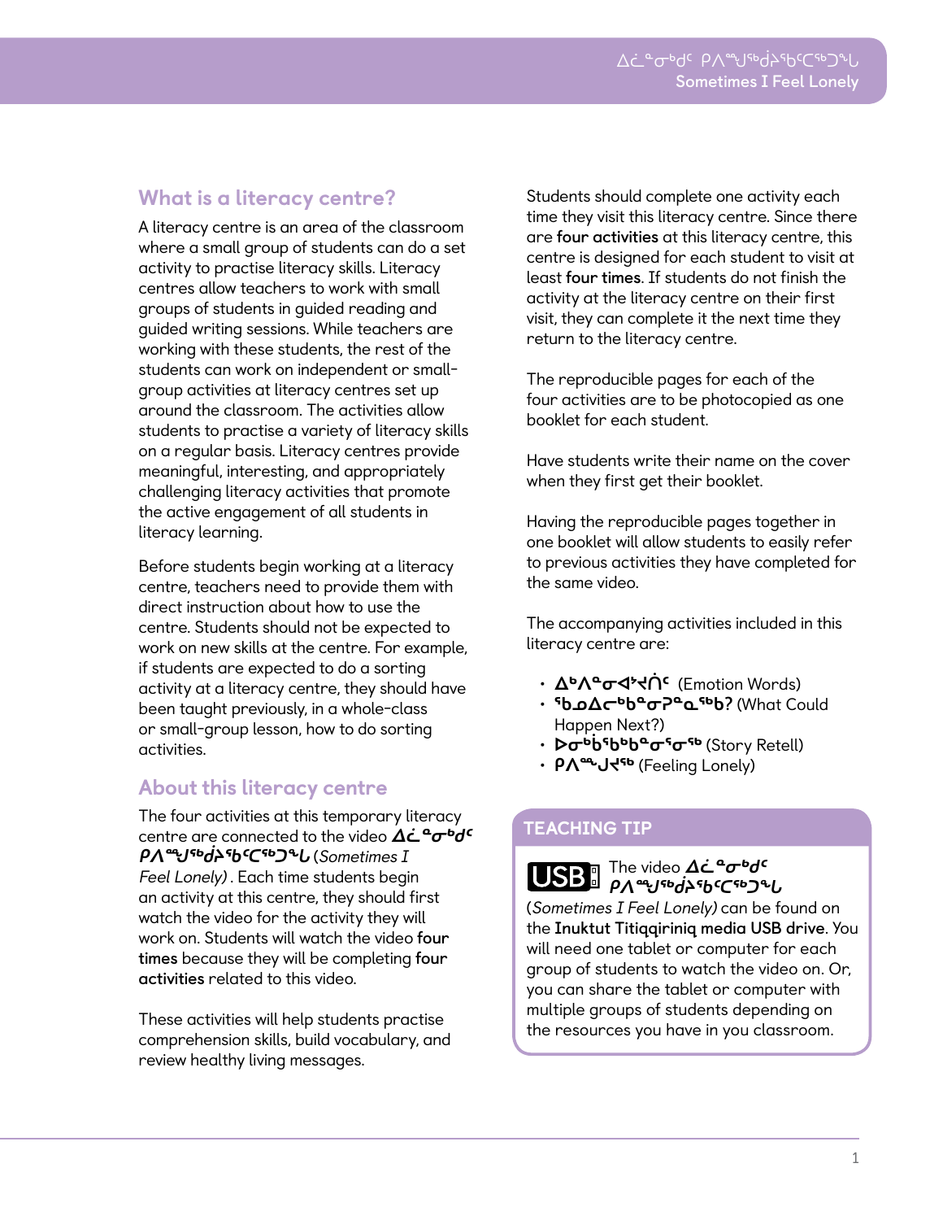## What is a literacy centre?

A literacy centre is an area of the classroom where a small group of students can do a set activity to practise literacy skills. Literacy centres allow teachers to work with small groups of students in guided reading and guided writing sessions. While teachers are working with these students, the rest of the students can work on independent or small-group activities at literacy centres set up around the classroom. The activities allow students to practise a variety of literacy skills on a regular basis. Literacy centres provide meaningful, interesting, and appropriately challenging literacy activities that promote the active engagement of all students in literacy learning.

Before students begin working at a literacy centre, teachers need to provide them with direct instruction about how to use the centre. Students should not be expected to work on new skills at the centre. For example, if students are expected to do a sorting activity at a literacy centre, they should have been taught previously, in a whole-class or small-group lesson, how to do sorting activities.

## About this literacy centre

The four activities at this temporary literacy centre are connected to the video ***ᐃᓛᓐᓂᒃᑯᑦ ᑭᐱᙱᖅᑰᔾᖃᑦᑕᖅᑐᖓ*** (*Sometimes I Feel Lonely)*. Each time students begin an activity at this centre, they should first watch the video for the activity they will work on. Students will watch the video **four times** because they will be completing **four activities** related to this video.

These activities will help students practise comprehension skills, build vocabulary, and review healthy living messages.

Students should complete one activity each time they visit this literacy centre. Since there are **four activities** at this literacy centre, this centre is designed for each student to visit at least **four times**. If students do not finish the activity at the literacy centre on their first visit, they can complete it the next time they return to the literacy centre.

The reproducible pages for each of the four activities are to be photocopied as one booklet for each student.

Have students write their name on the cover when they first get their booklet.

Having the reproducible pages together in one booklet will allow students to easily refer to previous activities they have completed for the same video.

The accompanying activities included in this literacy centre are:

- **ᐃᒃᐱᓐᓂᐊᕐᔪᑏᑦ** (Emotion Words)
- **ᖃᓄᐃᓕᒃᑲᓐᓂᕈᓐᓇᖅᑲ?** (What Could Happen Next?)
- **ᐅᓂᒃᑳᖅᑲᒃᑲᓐᓂᕐᓂᖅ** (Story Retell)
- **ᑭᐱᙱᔪᖅ** (Feeling Lonely)

### TEACHING TIP

The video ***ᐃᓛᓐᓂᒃᑯᑦ ᑭᐱᙱᖅᑰᔾᖃᑦᑕᖅᑐᖓ*** (*Sometimes I Feel Lonely)* can be found on the **Inuktut Titiqqiriniq media USB drive**. You will need one tablet or computer for each group of students to watch the video on. Or, you can share the tablet or computer with multiple groups of students depending on the resources you have in you classroom.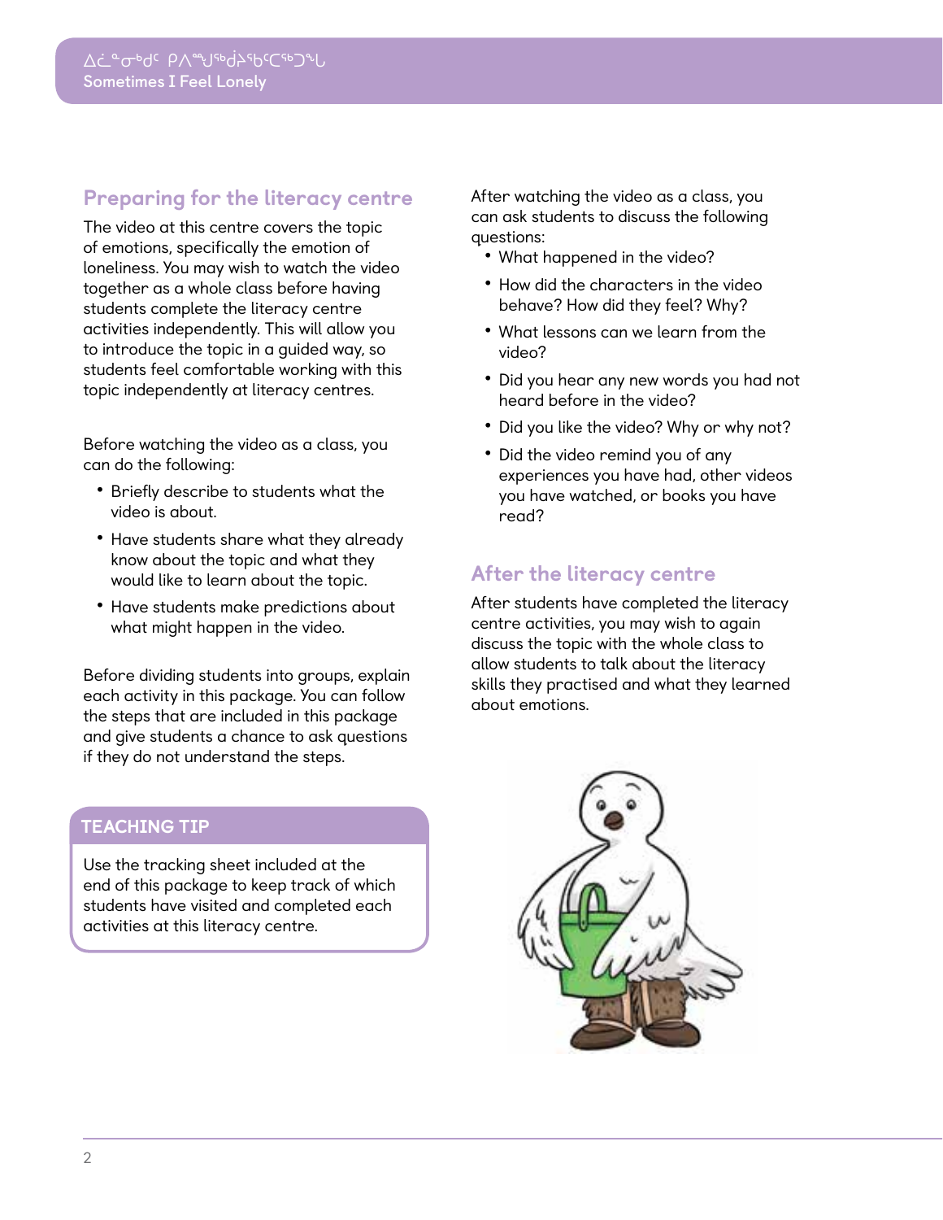## Preparing for the literacy centre

The video at this centre covers the topic of emotions, specifically the emotion of loneliness. You may wish to watch the video together as a whole class before having students complete the literacy centre activities independently. This will allow you to introduce the topic in a guided way, so students feel comfortable working with this topic independently at literacy centres.

Before watching the video as a class, you can do the following:

- Briefly describe to students what the video is about.
- Have students share what they already know about the topic and what they would like to learn about the topic.
- Have students make predictions about what might happen in the video.

Before dividing students into groups, explain each activity in this package. You can follow the steps that are included in this package and give students a chance to ask questions if they do not understand the steps.

### TEACHING TIP

Use the tracking sheet included at the end of this package to keep track of which students have visited and completed each activities at this literacy centre.

After watching the video as a class, you can ask students to discuss the following questions:

- What happened in the video?
- How did the characters in the video behave? How did they feel? Why?
- What lessons can we learn from the video?
- Did you hear any new words you had not heard before in the video?
- Did you like the video? Why or why not?
- Did the video remind you of any experiences you have had, other videos you have watched, or books you have read?

## After the literacy centre

After students have completed the literacy centre activities, you may wish to again discuss the topic with the whole class to allow students to talk about the literacy skills they practised and what they learned about emotions.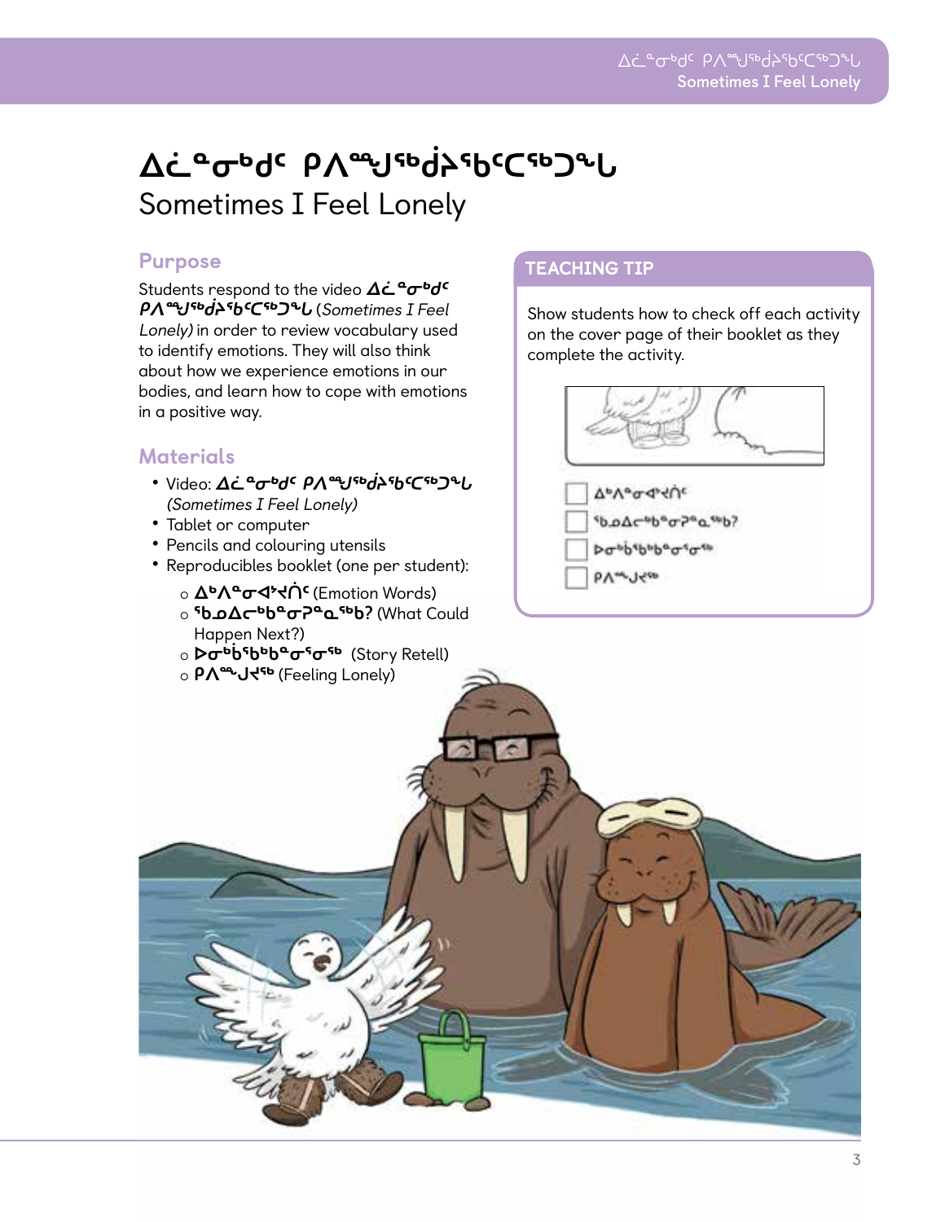# ᐃᓛᓐᓂᒃᑯᑦ ᑭᐱᙱᖁᔾᔭᖅᑕᑦᑕᖅᑐᖓ
## Sometimes I Feel Lonely

### Purpose

Students respond to the video ***ᐃᓛᓐᓂᒃᑯᑦ ᑭᐱᙱᖁᔾᔭᖅᑕᑦᑕᖅᑐᖓ*** (*Sometimes I Feel Lonely)* in order to review vocabulary used to identify emotions. They will also think about how we experience emotions in our bodies, and learn how to cope with emotions in a positive way.

### Materials

- Video: ***ᐃᓛᓐᓂᒃᑯᑦ ᑭᐱᙱᖁᔾᔭᖅᑕᑦᑕᖅᑐᖓ*** *(Sometimes I Feel Lonely)*
- Tablet or computer
- Pencils and colouring utensils
- Reproducibles booklet (one per student):
  - **ᐃᒃᐱᓐᓂᐊᕐᔪᑏᑦ** (Emotion Words)
  - **ᖃᓄᐃᓕᒃᑲᓐᓂᕈᓐᓇᖅᑲ?** (What Could Happen Next?)
  - **ᐅᓂᒃᑳᖅᑲᒃᑲᓐᓂᕐᓂᖅ** (Story Retell)
  - **ᑭᐱᙱᖁᔪᖅ** (Feeling Lonely)

### TEACHING TIP

Show students how to check off each activity on the cover page of their booklet as they complete the activity.

- [ ] ᐃᒃᐱᓐᓂᐊᕐᔪᑏᑦ
- [ ] ᖃᓄᐃᓕᒃᑲᓐᓂᕈᓐᓇᖅᑲ?
- [ ] ᐅᓂᒃᑳᖅᑲᒃᑲᓐᓂᕐᓂᖅ
- [ ] ᑭᐱᙱᖁᔪᖅ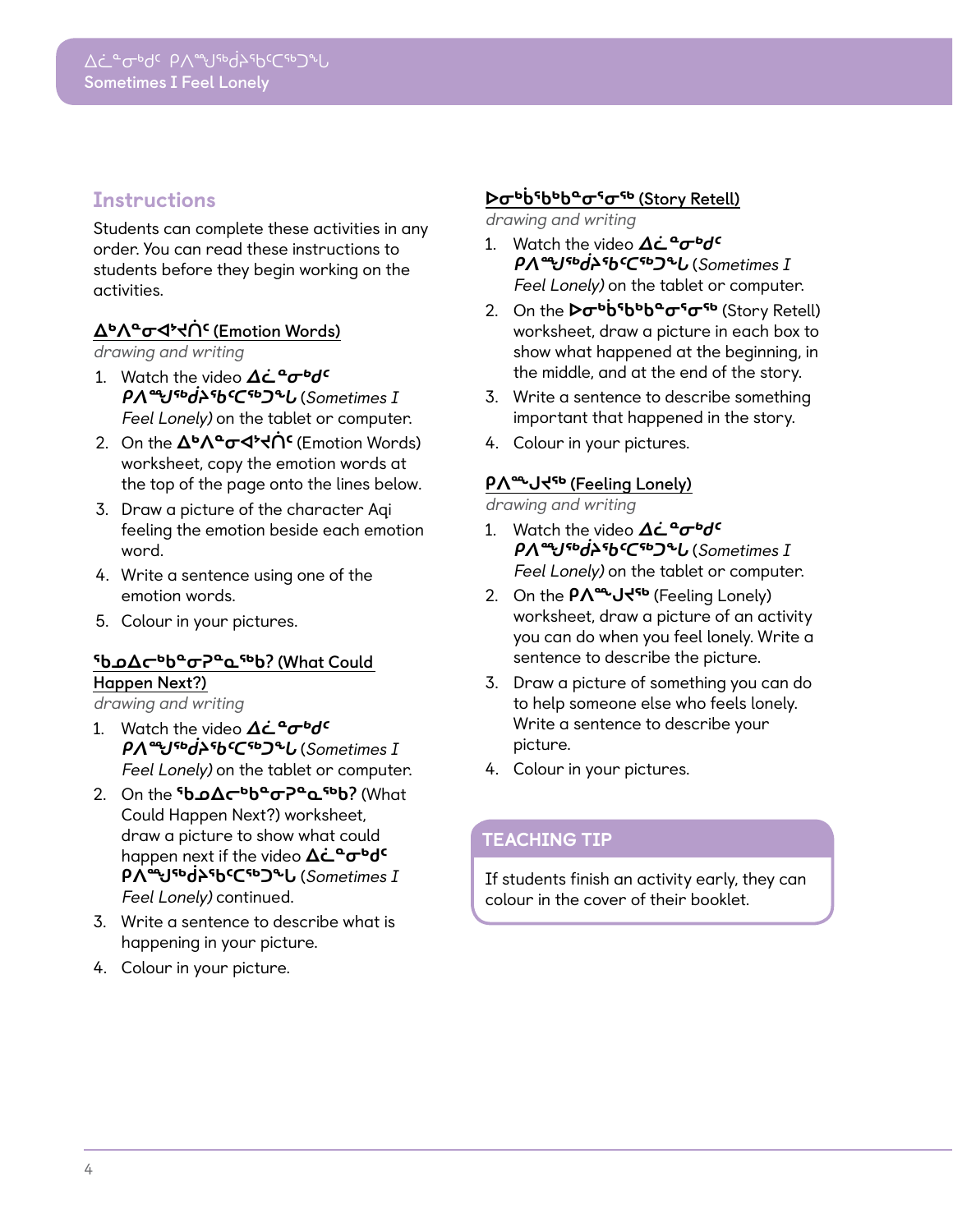## Instructions

Students can complete these activities in any order. You can read these instructions to students before they begin working on the activities.

### ᐃᑉᐱᓐᓂᐊᔾᔪᑎᑦ (Emotion Words)

*drawing and writing*

1. Watch the video **ᐃᓛᓐᓂᒃᑯᑦ ᑭᐱᙳᖅᑰᕐᑲᑦᑕᖅᑐᖓ** (*Sometimes I Feel Lonely)* on the tablet or computer.
2. On the **ᐃᑉᐱᓐᓂᐊᔾᔪᑎᑦ** (Emotion Words) worksheet, copy the emotion words at the top of the page onto the lines below.
3. Draw a picture of the character Aqi feeling the emotion beside each emotion word.
4. Write a sentence using one of the emotion words.
5. Colour in your pictures.

### ᖃᓄᐃᓕᒃᑲᓂᕈᓇᖅᑲ? (What Could Happen Next?)

*drawing and writing*

1. Watch the video **ᐃᓛᓐᓂᒃᑯᑦ ᑭᐱᙳᖅᑰᕐᑲᑦᑕᖅᑐᖓ** (*Sometimes I Feel Lonely)* on the tablet or computer.
2. On the **ᖃᓄᐃᓕᒃᑲᓂᕈᓇᖅᑲ?** (What Could Happen Next?) worksheet, draw a picture to show what could happen next if the video **ᐃᓛᓐᓂᒃᑯᑦ ᑭᐱᙳᖅᑰᕐᑲᑦᑕᖅᑐᖓ** (*Sometimes I Feel Lonely)* continued.
3. Write a sentence to describe what is happening in your picture.
4. Colour in your picture.

### ᐅᓂᒃᑳᖅᑲᒃᑲᓐᓂᕐᓂᖅ (Story Retell)

*drawing and writing*

1. Watch the video **ᐃᓛᓐᓂᒃᑯᑦ ᑭᐱᙳᖅᑰᕐᑲᑦᑕᖅᑐᖓ** (*Sometimes I Feel Lonely)* on the tablet or computer.
2. On the **ᐅᓂᒃᑳᖅᑲᒃᑲᓐᓂᕐᓂᖅ** (Story Retell) worksheet, draw a picture in each box to show what happened at the beginning, in the middle, and at the end of the story.
3. Write a sentence to describe something important that happened in the story.
4. Colour in your pictures.

### ᑭᐱᙳᔪᖅ (Feeling Lonely)

*drawing and writing*

1. Watch the video **ᐃᓛᓐᓂᒃᑯᑦ ᑭᐱᙳᖅᑰᕐᑲᑦᑕᖅᑐᖓ** (*Sometimes I Feel Lonely)* on the tablet or computer.
2. On the **ᑭᐱᙳᔪᖅ** (Feeling Lonely) worksheet, draw a picture of an activity you can do when you feel lonely. Write a sentence to describe the picture.
3. Draw a picture of something you can do to help someone else who feels lonely. Write a sentence to describe your picture.
4. Colour in your pictures.

**TEACHING TIP**

If students finish an activity early, they can colour in the cover of their booklet.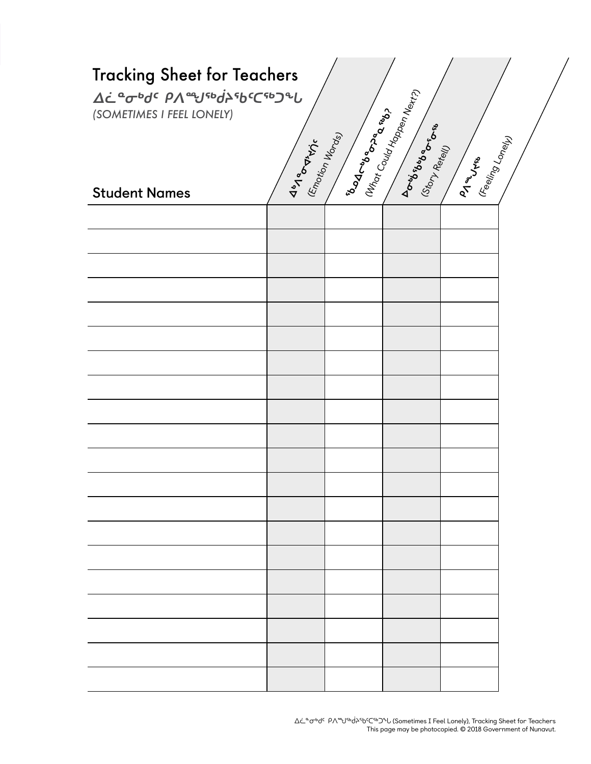# Tracking Sheet for Teachers

**ᐃᓛᓐᓂᒃᑯᑦ ᑭᐱᙵᖅᑰᕐᖃᑦᑕᖅᑐᖓ**

*(SOMETIMES I FEEL LONELY)*

| Student Names | ᐃᒃᐱᓐᓂᐊᕐᓇᑎᑦ (Emotion Words) | ᖃᓄᐃᓕᖅᑲᓐᓂᕈᓇᖅᐸ? (What Could Happen Next?) | ᐅᓂᒃᑳᖅᑲᓐᓂᕐᓂᖅ (Story Retell) | ᑭᐱᙵᓂᖅ (Feeling Lonely) |
|---|---|---|---|---|
| | | | | |
| | | | | |
| | | | | |
| | | | | |
| | | | | |
| | | | | |
| | | | | |
| | | | | |
| | | | | |
| | | | | |
| | | | | |
| | | | | |
| | | | | |
| | | | | |
| | | | | |
| | | | | |
| | | | | |
| | | | | |
| | | | | |
| | | | | |

ᐃᓛᓐᓂᒃᑯᑦ ᑭᐱᙵᖅᑰᕐᖃᑦᑕᖅᑐᖓ (Sometimes I Feel Lonely), Tracking Sheet for Teachers
This page may be photocopied. © 2018 Government of Nunavut.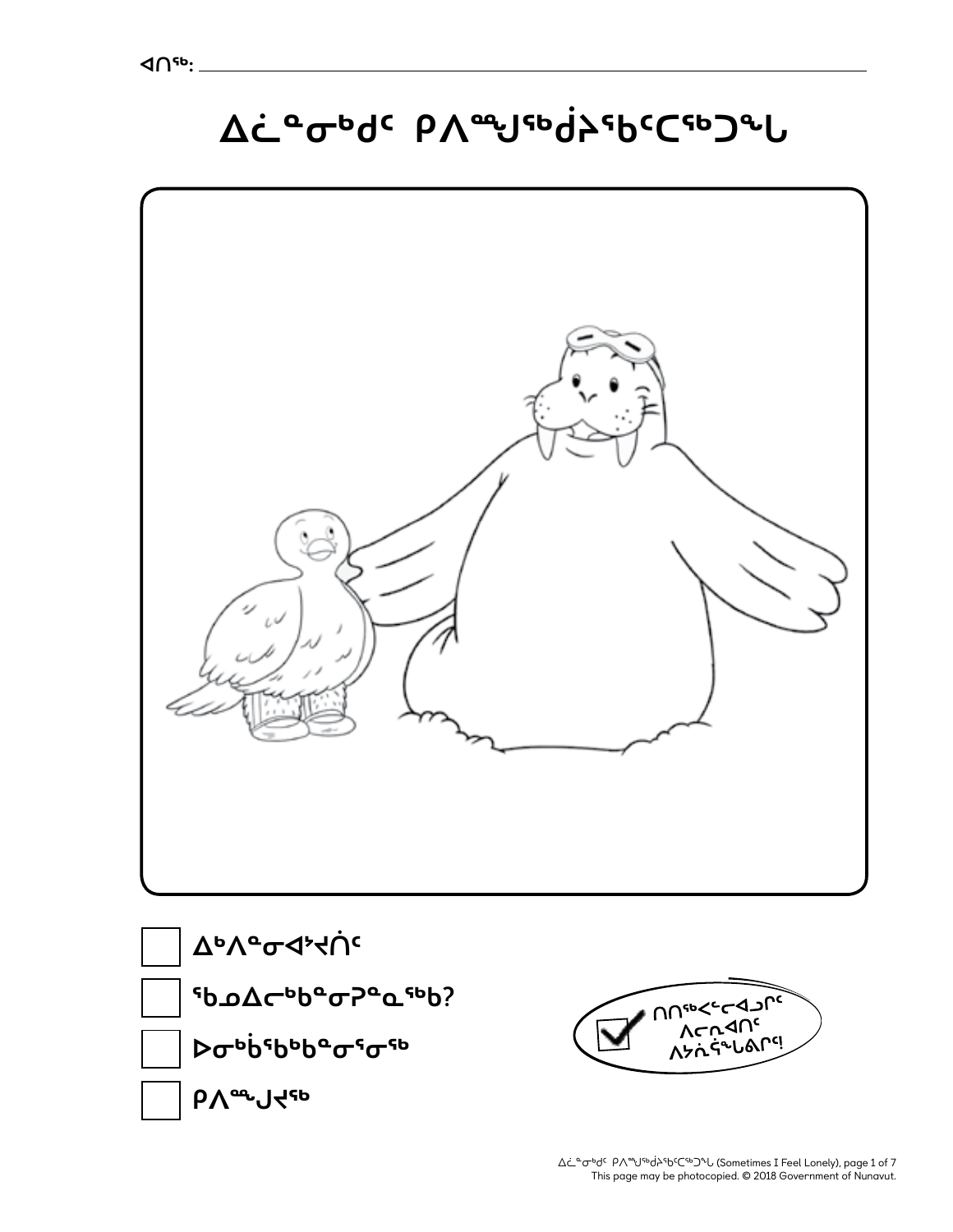ᐊᑎᖅ: ________________________________

# ᐃᓛᓐᓂᒃᑯᑦ ᑭᐱᙳᖅᑰᔾᖃᑦᑕᖅᑐᖓ

☐ ᐃᒃᐱᓐᓂᐊᕐᔪᑏᑦ

☐ ᖃᓄᐃᓕᒃᑲᓐᓂᕈᓐᓇᖅᑲ?

☐ ᐅᓂᒃᑳᖅᑲᒃᑲᓐᓂᕐᓂᖅ

☐ ᑭᐱᙳᔪᖅ

ᑎᑎᖅᐸᓪᓕᐊᓗᒋᑦ ᐱᓕᕆᐊᑎᑦ ᐱᔪᓇᕐᖓᕐᒋᑦ!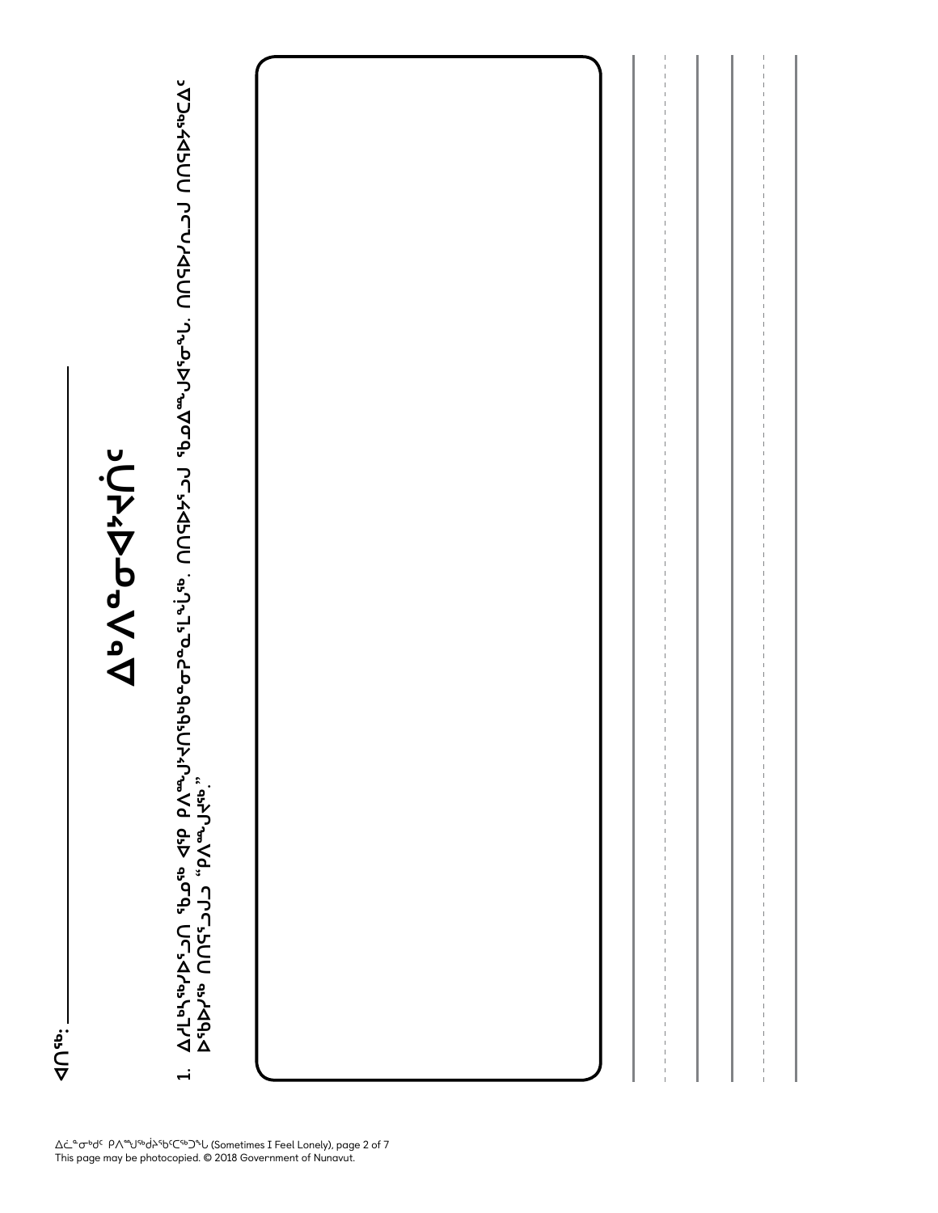ᐊᑎᖅ: \_\_\_\_\_\_\_\_\_\_\_\_\_\_\_\_

# ᐃᑉᐱᓐᓂᐊᕐᓂᐅᓯᐅᑦ

1. ᐃᓱᒪᒃᓴᖅᓯᐅᕐᓗᑎ ᖃᓄᖅ ᐊᕐᕿ ᑭᐱᙳᔪᓯᑎᕐᑲᒃᑲᓐᓂᕈᓐᓇᕐᒪᖔᖏᑦ. ᑎᑎᕋᐅᓯᕐᓗᒍ ᖃᓄᐃᙳᐊᕐᓂᖓ. ᑎᑎᕋᐅᓯᕆᓗᒍ ᑎᑎᕋᐅᓯᖅᑕᐃᑦ ᐅᖃᐅᓯᖅ ᑎᑎᕋᕐᓗᒍ "ᑭᐱᙳᔪᖅ".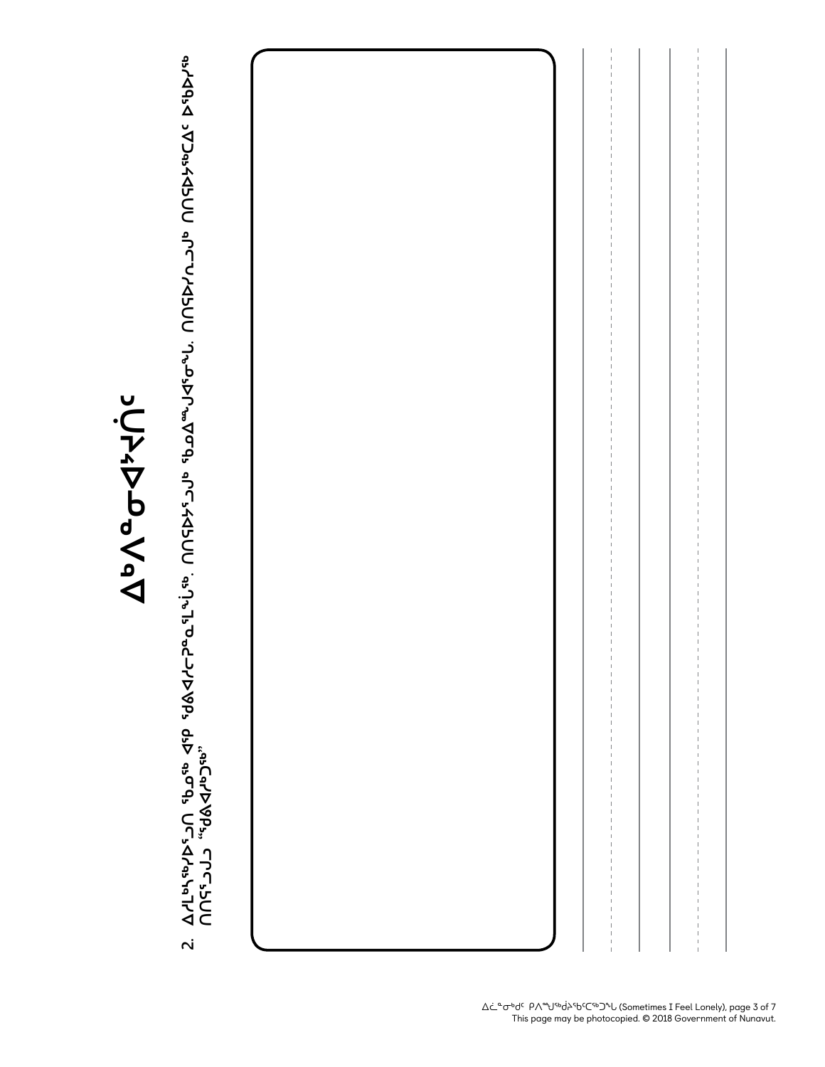# ᐃᒃᐱᓐᓂᐊᕐᓂᖁᑎᑦ

2. ᐃᓯᒪᒃᓴᖅᓯᐃᕐᓗᑎ ᖃᓄᖅ ᐊᖁ ᖁᕕᐊᓱᑦᑐᓐᓇᕐᒪᖔᖅ. ᑎᑎᕋᐅᓯᕐᓗᒃ ᖃᓄᐃᙱᑦᑐᖅᓂᖓ. ᑎᑎᕋᐅᓯᐅᕆᓗᒃ ᑎᑎᕋᐅᓴᖅᑕᐃᑦ ᐃᖃᐅᓯᖅ ᑎᑎᕋᕐᓗᒍ "ᖁᕕᐊᓱᒃᑐᖅ"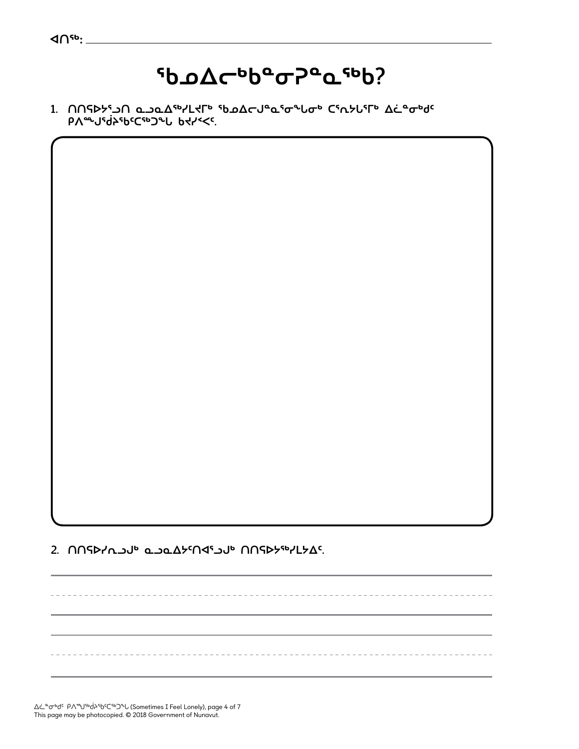ᐊᑎᖅ: \_\_\_\_\_\_\_\_\_\_\_\_\_\_\_\_\_\_\_\_\_\_\_\_\_\_\_\_\_\_\_\_\_\_\_\_\_\_\_\_

# ᖃᓄᐃᓕᒃᑲᓐᓂᕈᓐᓇᖅᑲ?

1. ᑎᑎᕋᐅᓯᕐᓗᑎ ᓇᓗᓇᐃᖅᓯᒪᔪᒥᒃ ᖃᓄᐃᓕᑎᓐᓇᕐᓂᖓᓂᒃ ᑕᕐᕆᔭᒐᕐᒥᒃ ᐃᓛᓐᓂᒃᑯᑦ ᑭᐱᙱᑦᑰᕐᑲᑦᑕᖅᑐᖓ ᑲᔪᓯᑉᐸᑦ.

2. ᑎᑎᕋᐅᓯᕆᓗᒍᒃ ᓇᓗᓇᐃᔭᑦᑎᐊᕐᓗᒍᒃ ᑎᑎᕋᐅᔭᖅᓯᒪᔭᐃᑦ.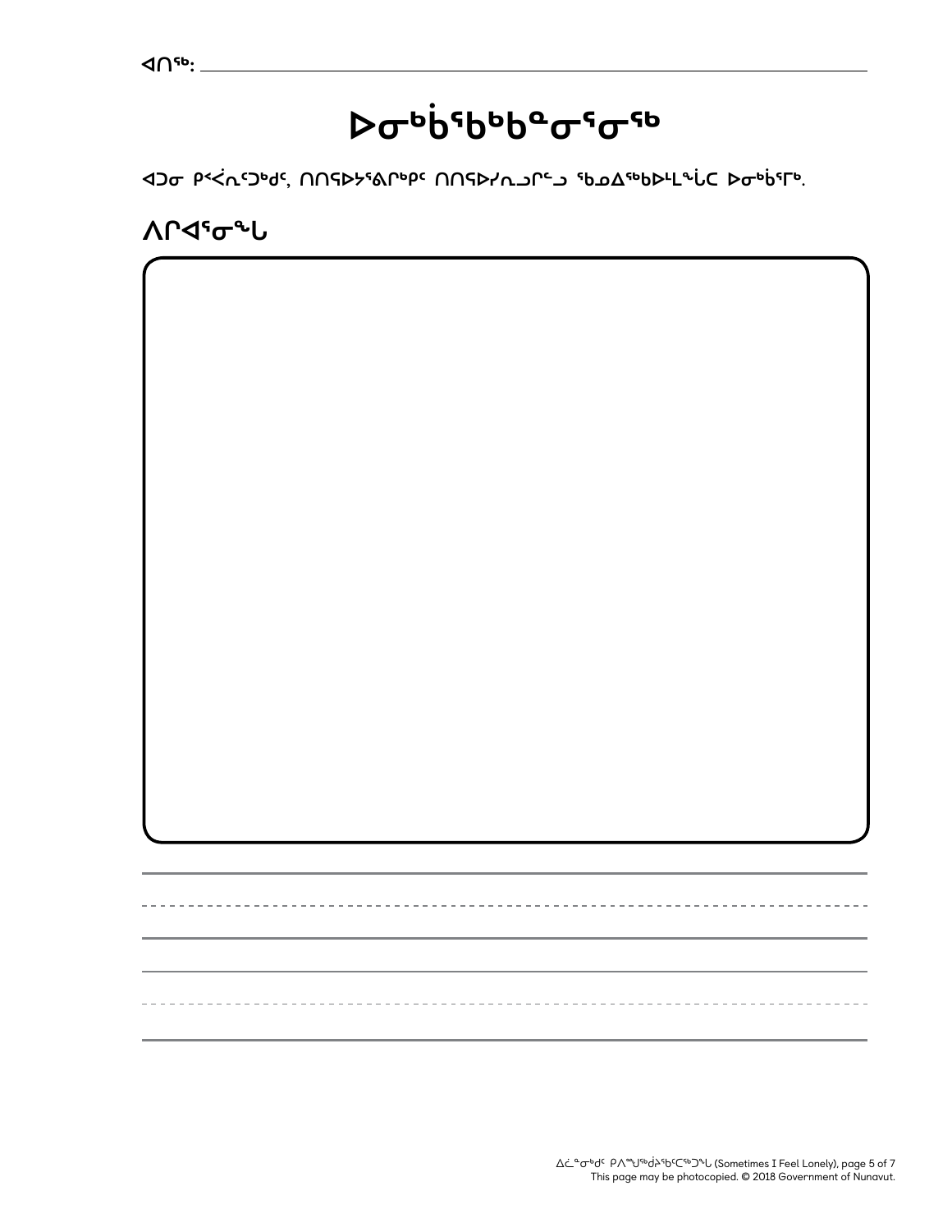ᐊᑎᖅ:

# ᐅᓂᒃᑳᖅᑲᒃᑲᓐᓂᕐᓂᖅ

ᐊᑐᓂ ᕿᑉᐹᕆᑦᑐᒃᑯᑦ, ᑎᑎᕋᐅᔭᖅᑲᒥᒃᑭᑦ ᑎᑎᕋᐅᓯᕆᓗᒥᓪᓗ ᖃᓄᐃᖅᑲᐅᒪᖔᑕ ᐅᓂᒃᑳᒥᒃ.

## ᐱᒋᐊᕐᓂᖓ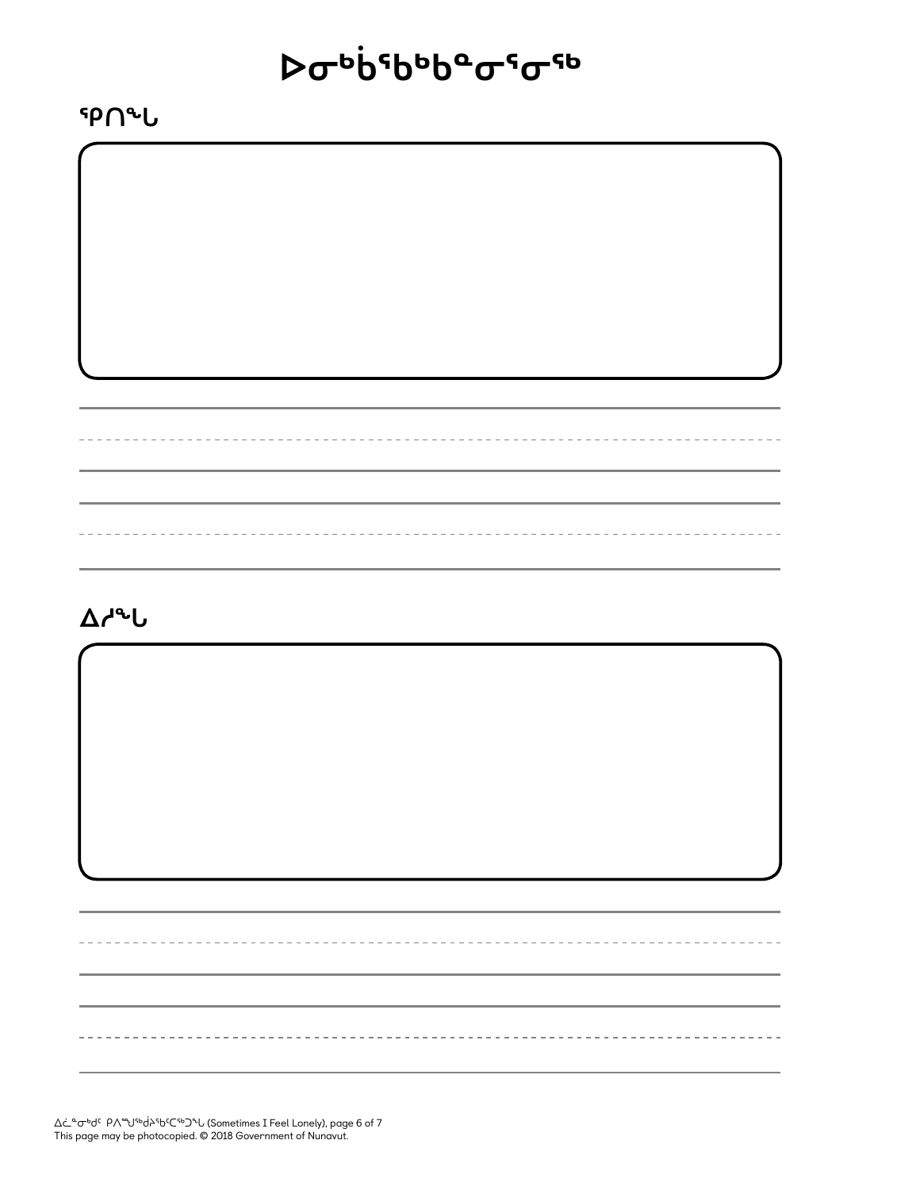# ᐅᓂᒃᑳᒃᑲᒃᑲᓐᓂᕐᓂᖅ

## ᕿᑎᖕᒐ

## ᐃᓱᖕᒐ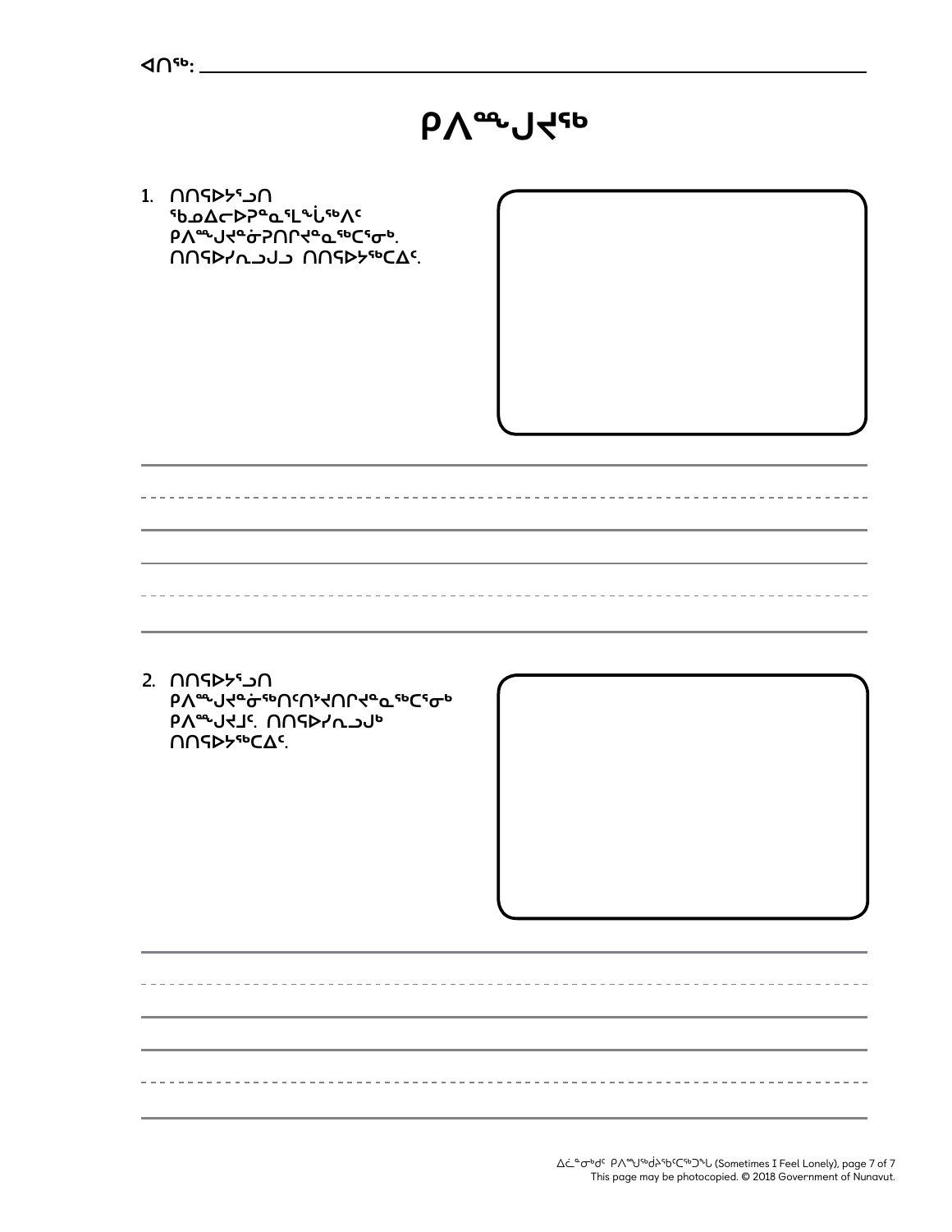ᐊᑎᖅ: ______________________________

# ᑭᐱᙱᑦᑐᖅ

1. ᑎᑎᕋᐅᔾᔪᑎ ᖃᓄᐃᓕᐅᕈᓐᓇᕐᒪᖔᖅᐱᑦ ᑭᐱᙱᑦᑐᓐᓂᕈᑎᒋᔪᓐᓇᖅᑕᕐᓂᒃ. ᑎᑎᕋᐅᓯᓐᓇᒍᒧ ᑎᑎᕋᐅᔭᖅᑕᐃᑦ.

2. ᑎᑎᕋᐅᔾᔪᑎ ᑭᐱᙱᑦᑐᓐᓂᖅᑎᑦᑎᔾᔪᑎᒋᔪᓐᓇᖅᑕᕐᓂᒃ ᑭᐱᙱᑦᑐᒧᑦ. ᑎᑎᕋᐅᓯᓐᓇᒍᒃ ᑎᑎᕋᐅᔭᖅᑕᐃᑦ.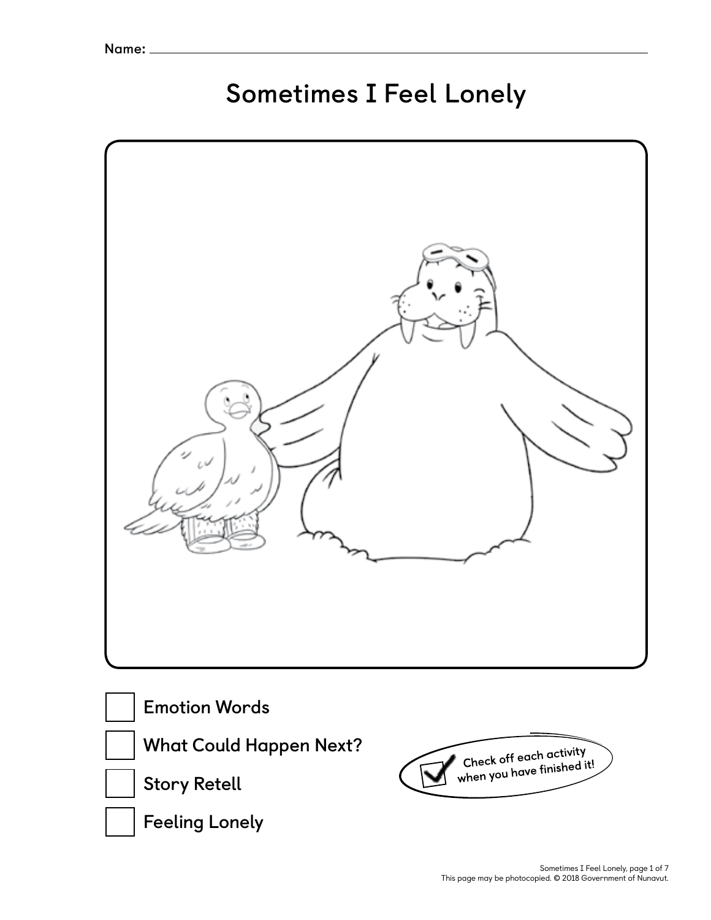Name: ______________________________

# Sometimes I Feel Lonely

☐ Emotion Words

☐ What Could Happen Next?

☐ Story Retell

☐ Feeling Lonely

Check off each activity when you have finished it!

This page may be photocopied. © 2018 Government of Nunavut.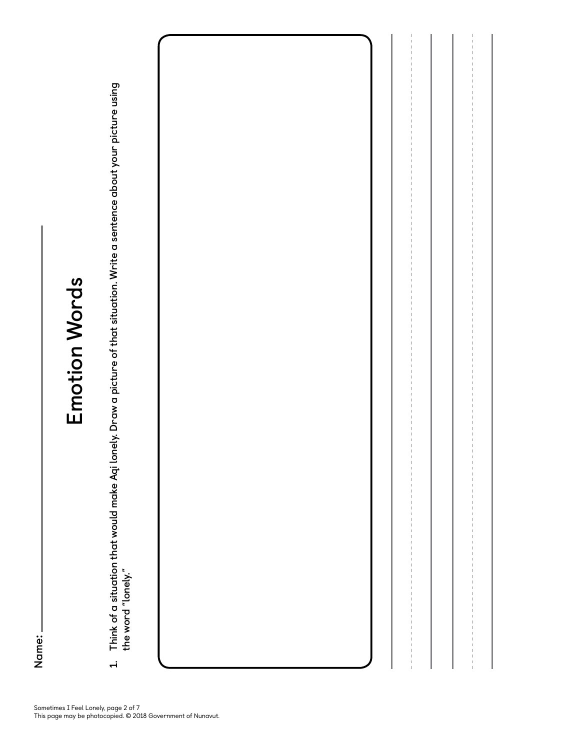Name: ____________________

# Emotion Words

1. Think of a situation that would make Aqi lonely. Draw a picture of that situation. Write a sentence about your picture using the word "lonely."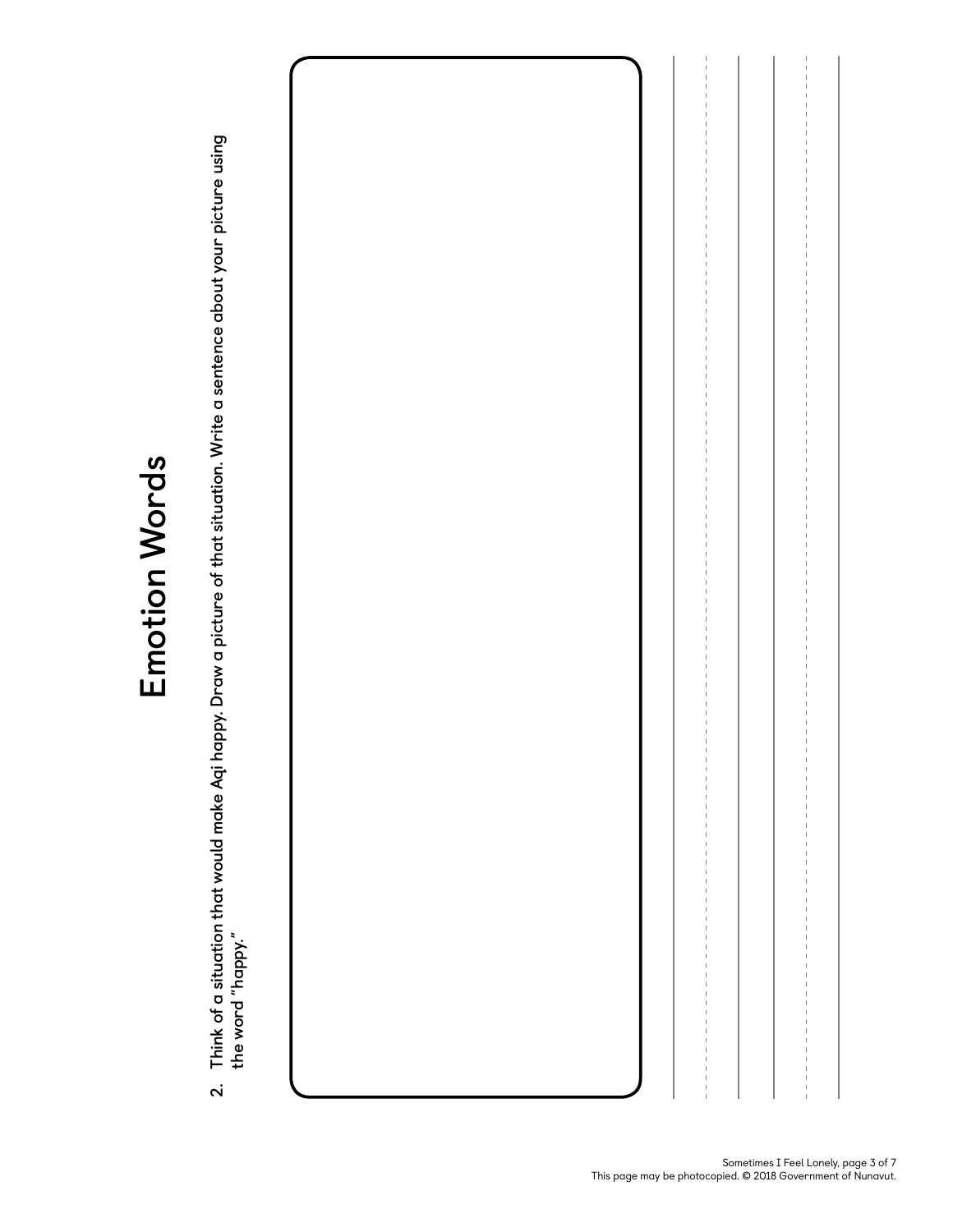# Emotion Words

2. Think of a situation that would make Aqi happy. Draw a picture of that situation. Write a sentence about your picture using the word "happy."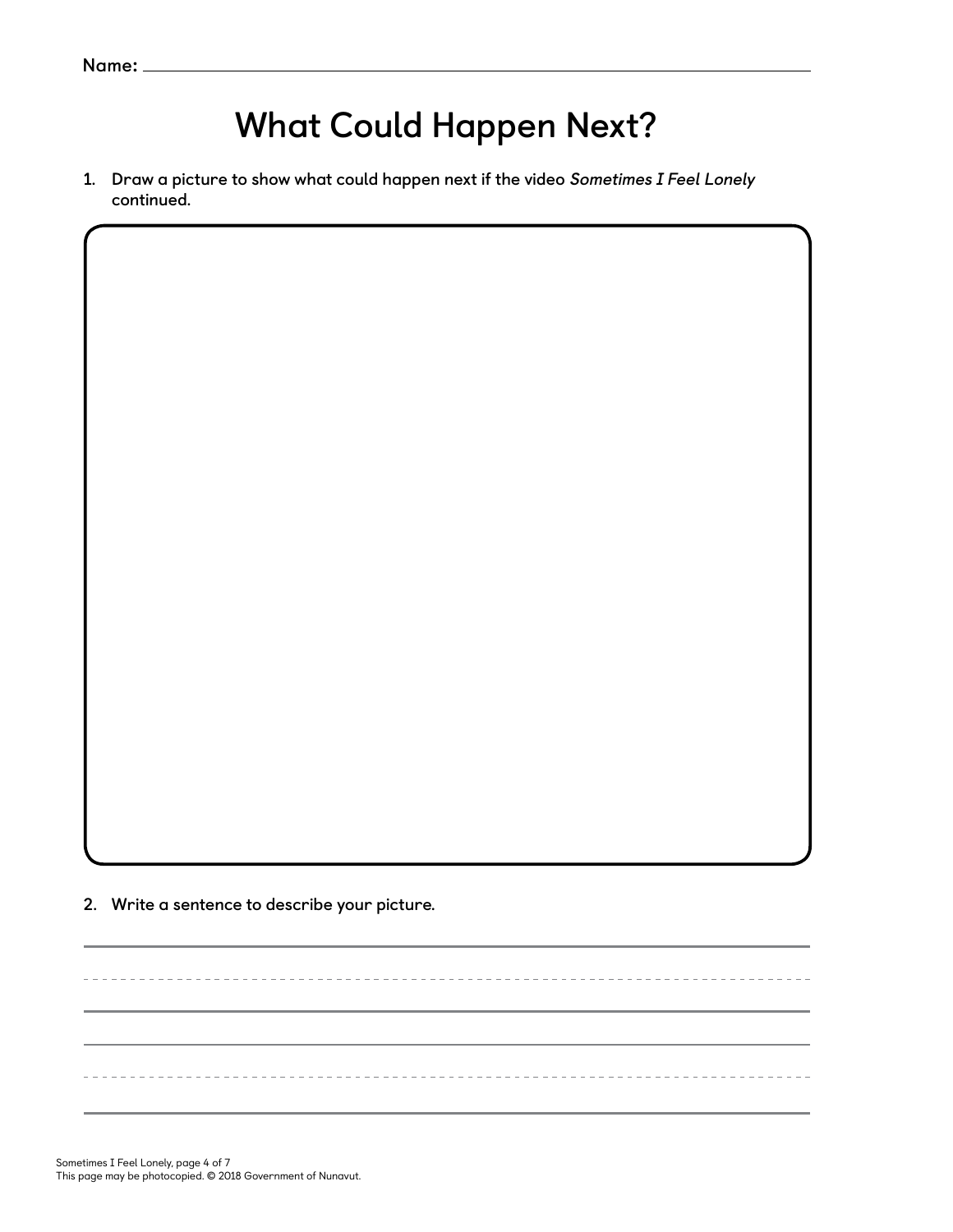Name: ____________________

# What Could Happen Next?

1. **Draw a picture to show what could happen next if the video *Sometimes I Feel Lonely* continued.**

2. **Write a sentence to describe your picture.**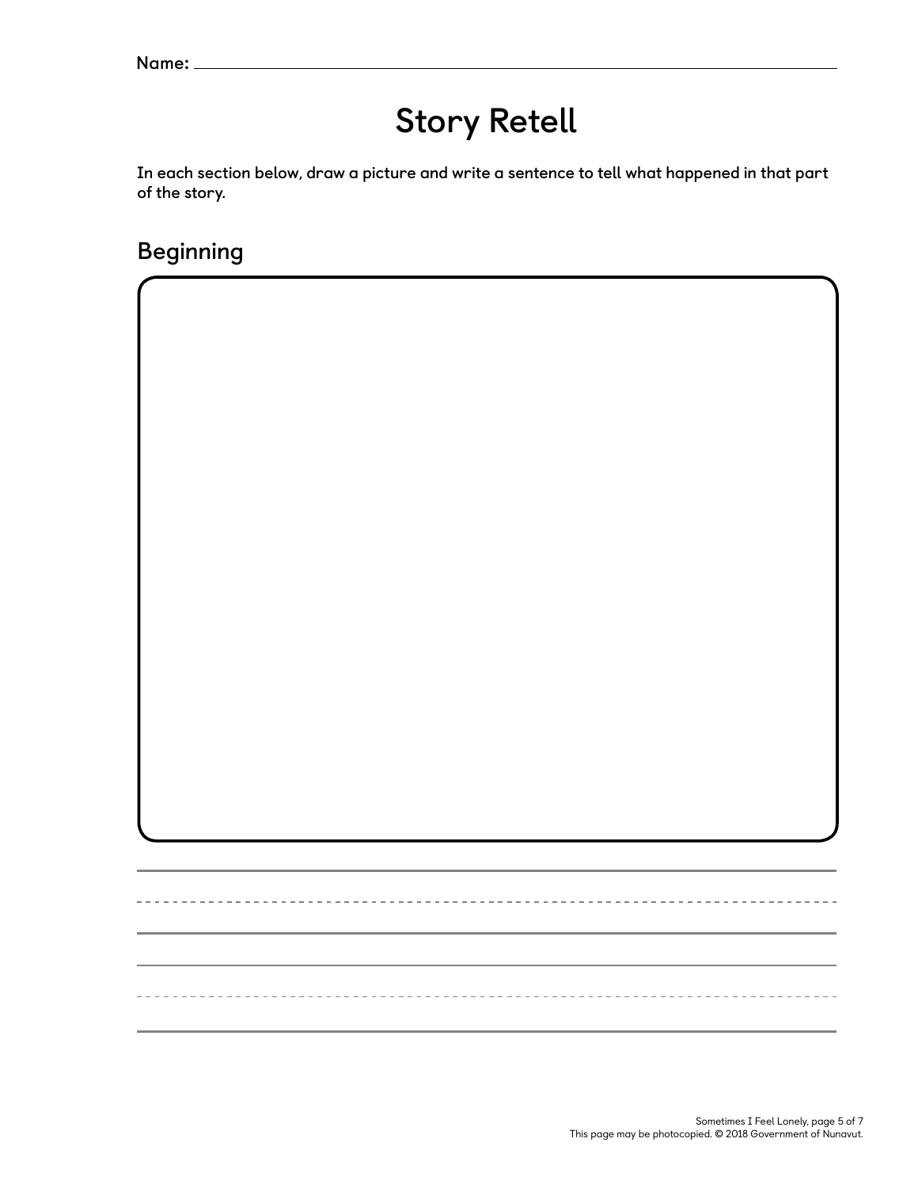Name: ______________________________

# Story Retell

**In each section below, draw a picture and write a sentence to tell what happened in that part of the story.**

## Beginning

Sometimes I Feel Lonely, page 5 of 7
This page may be photocopied. © 2018 Government of Nunavut.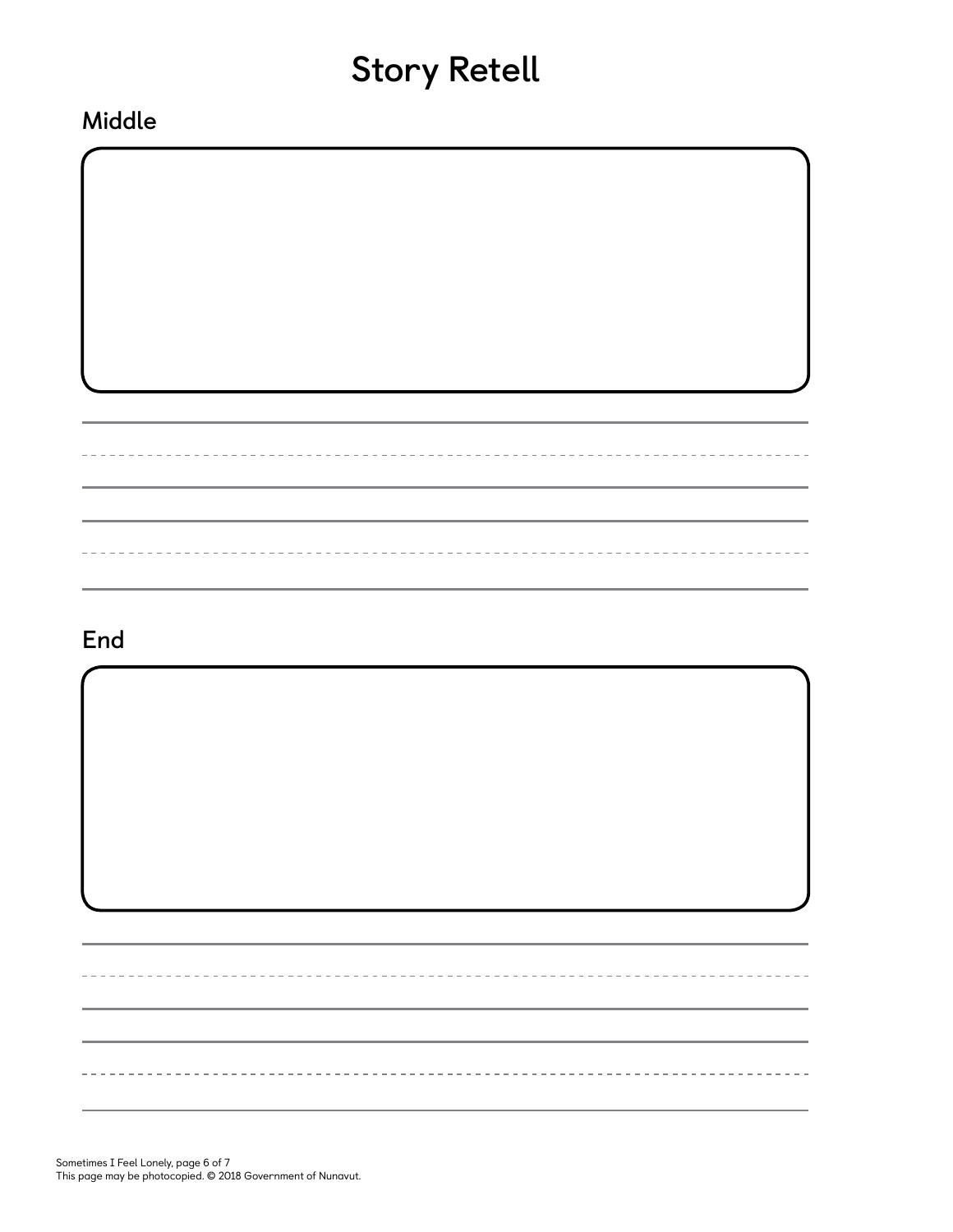# Story Retell

## Middle

## End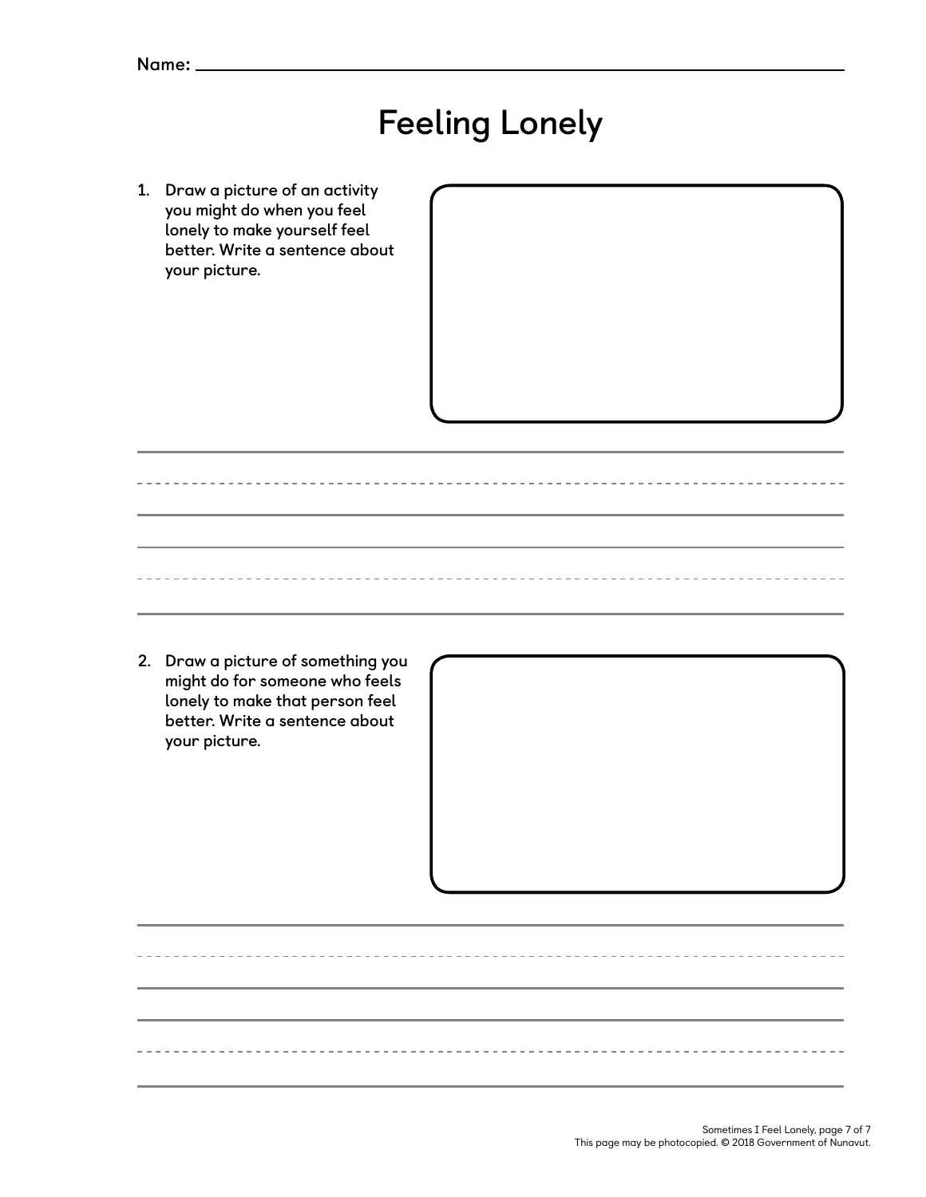Name: ______________________________

# Feeling Lonely

1. Draw a picture of an activity you might do when you feel lonely to make yourself feel better. Write a sentence about your picture.

2. Draw a picture of something you might do for someone who feels lonely to make that person feel better. Write a sentence about your picture.

Sometimes I Feel Lonely, page 7 of 7
This page may be photocopied. © 2018 Government of Nunavut.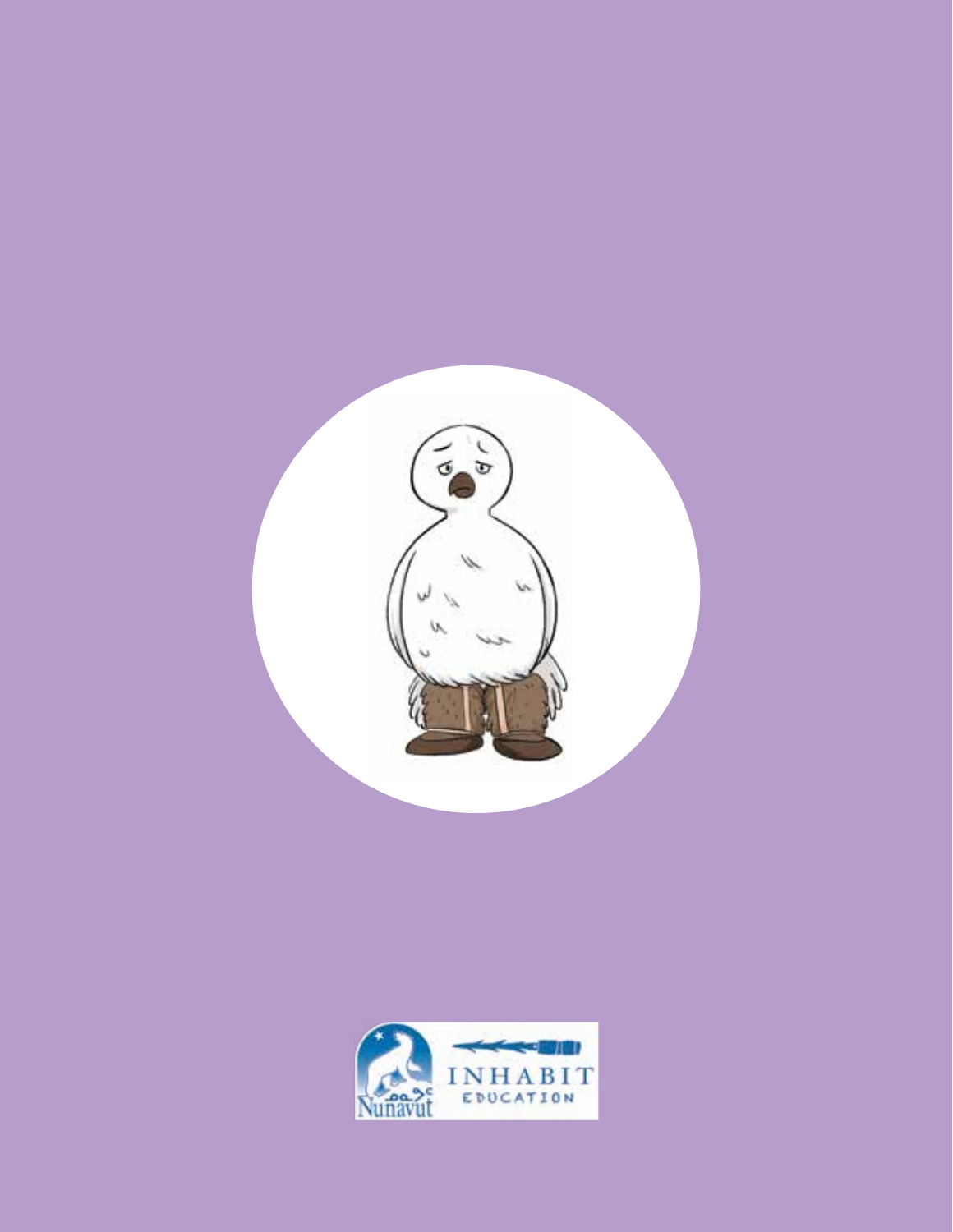ᓄᓇᕗᑦ Nunavut

INHABIT EDUCATION